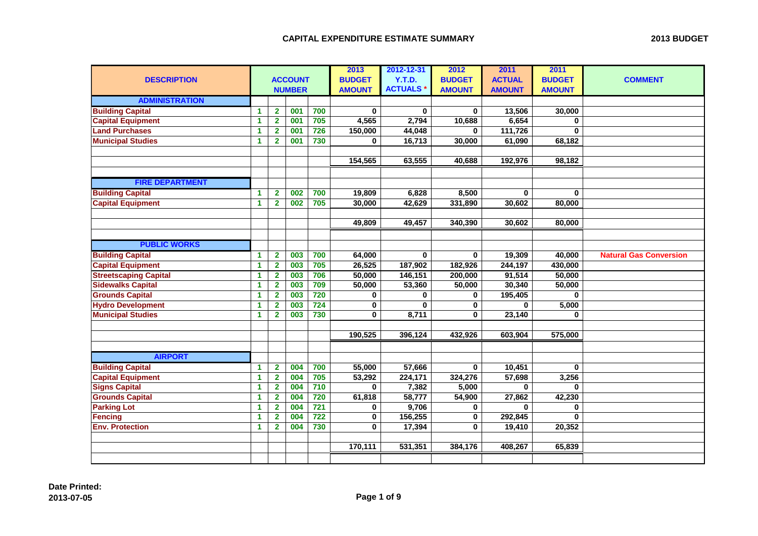## CAPITAL EXPENDITURE ESTIMATE SUMMARY

**2013 BUDGET**

| DESCRIPTION | ACCOUNT NUMBER | | | | 2013 BUDGET AMOUNT | 2012-12-31 Y.T.D. ACTUALS * | 2012 BUDGET AMOUNT | 2011 ACTUAL AMOUNT | 2011 BUDGET AMOUNT | COMMENT |
|---|---|---|---|---|---|---|---|---|---|---|
| **ADMINISTRATION** | | | | | | | | | | |
| Building Capital | 1 | 2 | 001 | 700 | 0 | 0 | 0 | 13,506 | 30,000 | |
| Capital Equipment | 1 | 2 | 001 | 705 | 4,565 | 2,794 | 10,688 | 6,654 | 0 | |
| Land Purchases | 1 | 2 | 001 | 726 | 150,000 | 44,048 | 0 | 111,726 | 0 | |
| Municipal Studies | 1 | 2 | 001 | 730 | 0 | 16,713 | 30,000 | 61,090 | 68,182 | |
| | | | | | 154,565 | 63,555 | 40,688 | 192,976 | 98,182 | |
| **FIRE DEPARTMENT** | | | | | | | | | | |
| Building Capital | 1 | 2 | 002 | 700 | 19,809 | 6,828 | 8,500 | 0 | 0 | |
| Capital Equipment | 1 | 2 | 002 | 705 | 30,000 | 42,629 | 331,890 | 30,602 | 80,000 | |
| | | | | | 49,809 | 49,457 | 340,390 | 30,602 | 80,000 | |
| **PUBLIC WORKS** | | | | | | | | | | |
| Building Capital | 1 | 2 | 003 | 700 | 64,000 | 0 | 0 | 19,309 | 40,000 | Natural Gas Conversion |
| Capital Equipment | 1 | 2 | 003 | 705 | 26,525 | 187,902 | 182,926 | 244,197 | 430,000 | |
| Streetscaping Capital | 1 | 2 | 003 | 706 | 50,000 | 146,151 | 200,000 | 91,514 | 50,000 | |
| Sidewalks Capital | 1 | 2 | 003 | 709 | 50,000 | 53,360 | 50,000 | 30,340 | 50,000 | |
| Grounds Capital | 1 | 2 | 003 | 720 | 0 | 0 | 0 | 195,405 | 0 | |
| Hydro Development | 1 | 2 | 003 | 724 | 0 | 0 | 0 | 0 | 5,000 | |
| Municipal Studies | 1 | 2 | 003 | 730 | 0 | 8,711 | 0 | 23,140 | 0 | |
| | | | | | 190,525 | 396,124 | 432,926 | 603,904 | 575,000 | |
| **AIRPORT** | | | | | | | | | | |
| Building Capital | 1 | 2 | 004 | 700 | 55,000 | 57,666 | 0 | 10,451 | 0 | |
| Capital Equipment | 1 | 2 | 004 | 705 | 53,292 | 224,171 | 324,276 | 57,698 | 3,256 | |
| Signs Capital | 1 | 2 | 004 | 710 | 0 | 7,382 | 5,000 | 0 | 0 | |
| Grounds Capital | 1 | 2 | 004 | 720 | 61,818 | 58,777 | 54,900 | 27,862 | 42,230 | |
| Parking Lot | 1 | 2 | 004 | 721 | 0 | 9,706 | 0 | 0 | 0 | |
| Fencing | 1 | 2 | 004 | 722 | 0 | 156,255 | 0 | 292,845 | 0 | |
| Env. Protection | 1 | 2 | 004 | 730 | 0 | 17,394 | 0 | 19,410 | 20,352 | |
| | | | | | 170,111 | 531,351 | 384,176 | 408,267 | 65,839 | |

**Date Printed:**
**2013-07-05**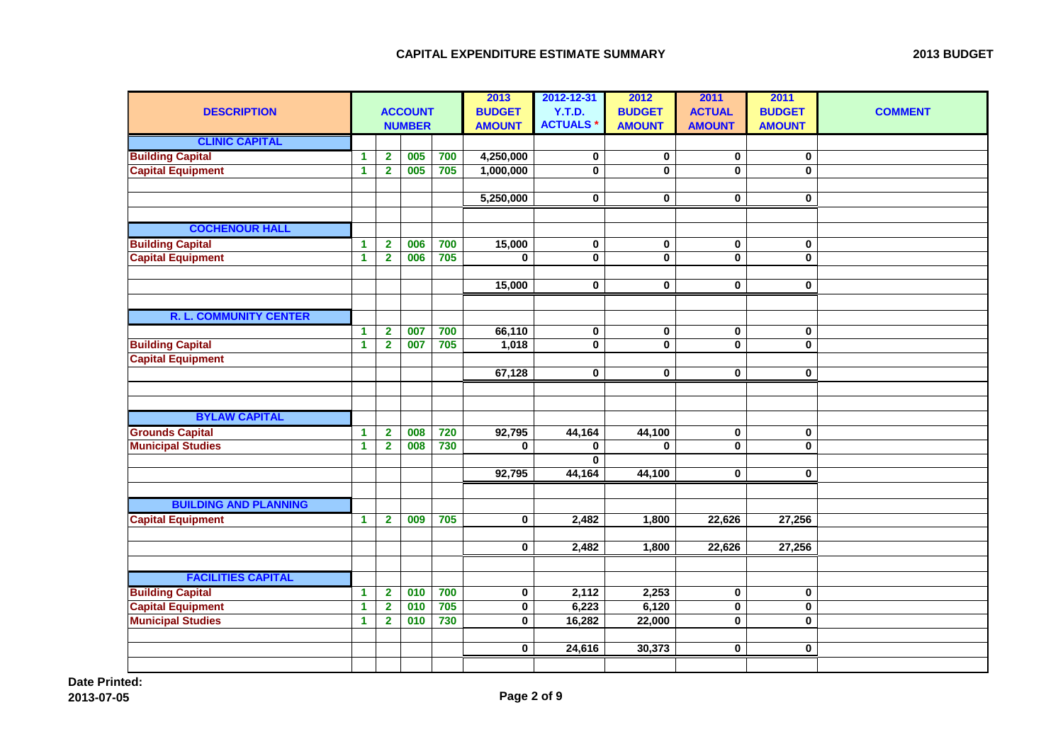## CAPITAL EXPENDITURE ESTIMATE SUMMARY

**2013 BUDGET**

| DESCRIPTION | ACCOUNT NUMBER | | | | 2013 BUDGET AMOUNT | 2012-12-31 Y.T.D. ACTUALS * | 2012 BUDGET AMOUNT | 2011 ACTUAL AMOUNT | 2011 BUDGET AMOUNT | COMMENT |
|---|---|---|---|---|---|---|---|---|---|---|
| **CLINIC CAPITAL** | | | | | | | | | | |
| Building Capital | 1 | 2 | 005 | 700 | 4,250,000 | 0 | 0 | 0 | 0 | |
| Capital Equipment | 1 | 2 | 005 | 705 | 1,000,000 | 0 | 0 | 0 | 0 | |
| | | | | | | | | | | |
| | | | | | 5,250,000 | 0 | 0 | 0 | 0 | |
| | | | | | | | | | | |
| **COCHENOUR HALL** | | | | | | | | | | |
| Building Capital | 1 | 2 | 006 | 700 | 15,000 | 0 | 0 | 0 | 0 | |
| Capital Equipment | 1 | 2 | 006 | 705 | 0 | 0 | 0 | 0 | 0 | |
| | | | | | | | | | | |
| | | | | | 15,000 | 0 | 0 | 0 | 0 | |
| | | | | | | | | | | |
| **R. L. COMMUNITY CENTER** | | | | | | | | | | |
| | 1 | 2 | 007 | 700 | 66,110 | 0 | 0 | 0 | 0 | |
| Building Capital | 1 | 2 | 007 | 705 | 1,018 | 0 | 0 | 0 | 0 | |
| Capital Equipment | | | | | | | | | | |
| | | | | | 67,128 | 0 | 0 | 0 | 0 | |
| | | | | | | | | | | |
| | | | | | | | | | | |
| **BYLAW CAPITAL** | | | | | | | | | | |
| Grounds Capital | 1 | 2 | 008 | 720 | 92,795 | 44,164 | 44,100 | 0 | 0 | |
| Municipal Studies | 1 | 2 | 008 | 730 | 0 | 0 | 0 | 0 | 0 | |
| | | | | | | 0 | | | | |
| | | | | | 92,795 | 44,164 | 44,100 | 0 | 0 | |
| | | | | | | | | | | |
| **BUILDING AND PLANNING** | | | | | | | | | | |
| Capital Equipment | 1 | 2 | 009 | 705 | 0 | 2,482 | 1,800 | 22,626 | 27,256 | |
| | | | | | | | | | | |
| | | | | | 0 | 2,482 | 1,800 | 22,626 | 27,256 | |
| | | | | | | | | | | |
| **FACILITIES CAPITAL** | | | | | | | | | | |
| Building Capital | 1 | 2 | 010 | 700 | 0 | 2,112 | 2,253 | 0 | 0 | |
| Capital Equipment | 1 | 2 | 010 | 705 | 0 | 6,223 | 6,120 | 0 | 0 | |
| Municipal Studies | 1 | 2 | 010 | 730 | 0 | 16,282 | 22,000 | 0 | 0 | |
| | | | | | | | | | | |
| | | | | | 0 | 24,616 | 30,373 | 0 | 0 | |
| | | | | | | | | | | |

**Date Printed:**
**2013-07-05**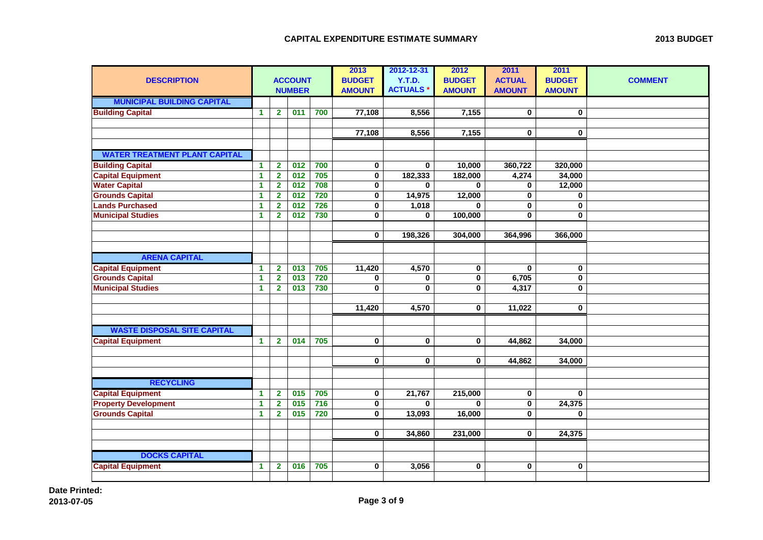## CAPITAL EXPENDITURE ESTIMATE SUMMARY

**2013 BUDGET**

| DESCRIPTION | ACCOUNT NUMBER | | | | 2013 BUDGET AMOUNT | 2012-12-31 Y.T.D. ACTUALS * | 2012 BUDGET AMOUNT | 2011 ACTUAL AMOUNT | 2011 BUDGET AMOUNT | COMMENT |
|---|---|---|---|---|---|---|---|---|---|---|
| **MUNICIPAL BUILDING CAPITAL** | | | | | | | | | | |
| Building Capital | 1 | 2 | 011 | 700 | 77,108 | 8,556 | 7,155 | 0 | 0 | |
| | | | | | 77,108 | 8,556 | 7,155 | 0 | 0 | |
| **WATER TREATMENT PLANT CAPITAL** | | | | | | | | | | |
| Building Capital | 1 | 2 | 012 | 700 | 0 | 0 | 10,000 | 360,722 | 320,000 | |
| Capital Equipment | 1 | 2 | 012 | 705 | 0 | 182,333 | 182,000 | 4,274 | 34,000 | |
| Water Capital | 1 | 2 | 012 | 708 | 0 | 0 | 0 | 0 | 12,000 | |
| Grounds Capital | 1 | 2 | 012 | 720 | 0 | 14,975 | 12,000 | 0 | 0 | |
| Lands Purchased | 1 | 2 | 012 | 726 | 0 | 1,018 | 0 | 0 | 0 | |
| Municipal Studies | 1 | 2 | 012 | 730 | 0 | 0 | 100,000 | 0 | 0 | |
| | | | | | 0 | 198,326 | 304,000 | 364,996 | 366,000 | |
| **ARENA CAPITAL** | | | | | | | | | | |
| Capital Equipment | 1 | 2 | 013 | 705 | 11,420 | 4,570 | 0 | 0 | 0 | |
| Grounds Capital | 1 | 2 | 013 | 720 | 0 | 0 | 0 | 6,705 | 0 | |
| Municipal Studies | 1 | 2 | 013 | 730 | 0 | 0 | 0 | 4,317 | 0 | |
| | | | | | 11,420 | 4,570 | 0 | 11,022 | 0 | |
| **WASTE DISPOSAL SITE CAPITAL** | | | | | | | | | | |
| Capital Equipment | 1 | 2 | 014 | 705 | 0 | 0 | 0 | 44,862 | 34,000 | |
| | | | | | 0 | 0 | 0 | 44,862 | 34,000 | |
| **RECYCLING** | | | | | | | | | | |
| Capital Equipment | 1 | 2 | 015 | 705 | 0 | 21,767 | 215,000 | 0 | 0 | |
| Property Development | 1 | 2 | 015 | 716 | 0 | 0 | 0 | 0 | 24,375 | |
| Grounds Capital | 1 | 2 | 015 | 720 | 0 | 13,093 | 16,000 | 0 | 0 | |
| | | | | | 0 | 34,860 | 231,000 | 0 | 24,375 | |
| **DOCKS CAPITAL** | | | | | | | | | | |
| Capital Equipment | 1 | 2 | 016 | 705 | 0 | 3,056 | 0 | 0 | 0 | |

**Date Printed:**
**2013-07-05**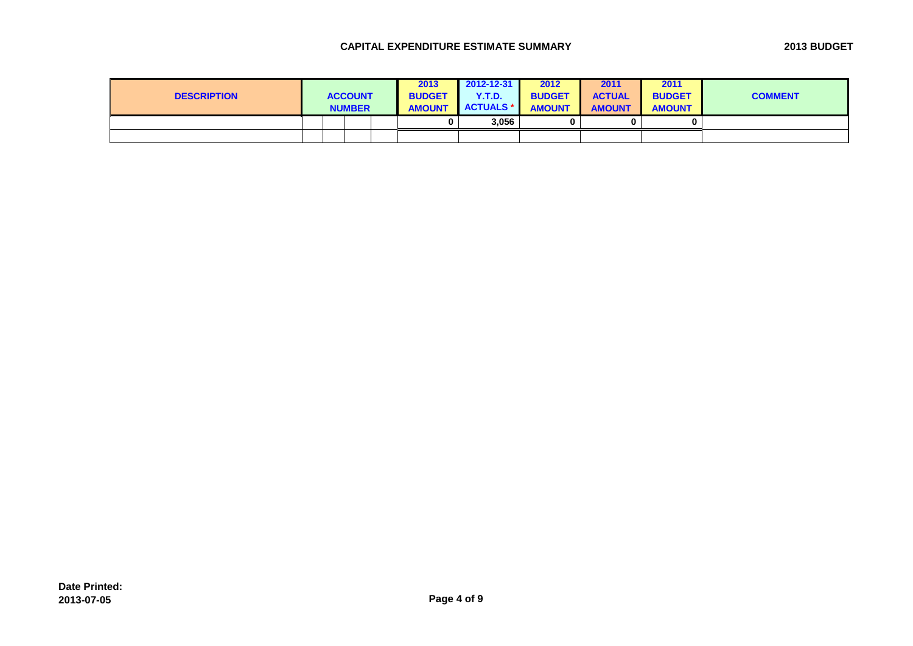**CAPITAL EXPENDITURE ESTIMATE SUMMARY** **2013 BUDGET**

| DESCRIPTION | ACCOUNT NUMBER | | | | 2013 BUDGET AMOUNT | 2012-12-31 Y.T.D. ACTUALS * | 2012 BUDGET AMOUNT | 2011 ACTUAL AMOUNT | 2011 BUDGET AMOUNT | COMMENT |
|---|---|---|---|---|---|---|---|---|---|---|
| | | | | | 0 | 3,056 | 0 | 0 | 0 | |
| | | | | | | | | | | |

**Date Printed:**
**2013-07-05**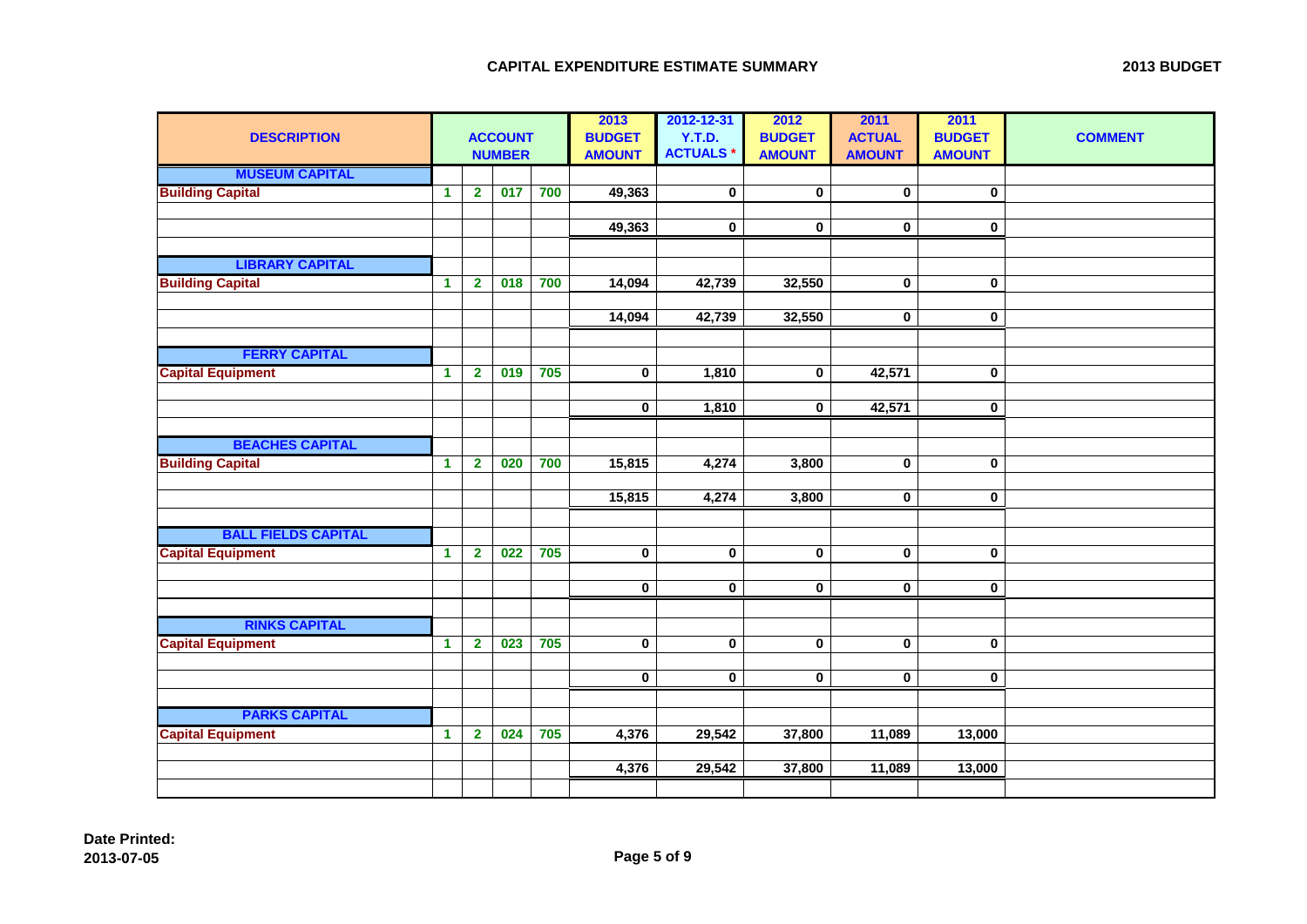## CAPITAL EXPENDITURE ESTIMATE SUMMARY

**2013 BUDGET**

| DESCRIPTION | ACCOUNT NUMBER | | | | 2013 BUDGET AMOUNT | 2012-12-31 Y.T.D. ACTUALS * | 2012 BUDGET AMOUNT | 2011 ACTUAL AMOUNT | 2011 BUDGET AMOUNT | COMMENT |
|---|---|---|---|---|---|---|---|---|---|---|
| **MUSEUM CAPITAL** | | | | | | | | | | |
| Building Capital | 1 | 2 | 017 | 700 | 49,363 | 0 | 0 | 0 | 0 | |
| | | | | | 49,363 | 0 | 0 | 0 | 0 | |
| **LIBRARY CAPITAL** | | | | | | | | | | |
| Building Capital | 1 | 2 | 018 | 700 | 14,094 | 42,739 | 32,550 | 0 | 0 | |
| | | | | | 14,094 | 42,739 | 32,550 | 0 | 0 | |
| **FERRY CAPITAL** | | | | | | | | | | |
| Capital Equipment | 1 | 2 | 019 | 705 | 0 | 1,810 | 0 | 42,571 | 0 | |
| | | | | | 0 | 1,810 | 0 | 42,571 | 0 | |
| **BEACHES CAPITAL** | | | | | | | | | | |
| Building Capital | 1 | 2 | 020 | 700 | 15,815 | 4,274 | 3,800 | 0 | 0 | |
| | | | | | 15,815 | 4,274 | 3,800 | 0 | 0 | |
| **BALL FIELDS CAPITAL** | | | | | | | | | | |
| Capital Equipment | 1 | 2 | 022 | 705 | 0 | 0 | 0 | 0 | 0 | |
| | | | | | 0 | 0 | 0 | 0 | 0 | |
| **RINKS CAPITAL** | | | | | | | | | | |
| Capital Equipment | 1 | 2 | 023 | 705 | 0 | 0 | 0 | 0 | 0 | |
| | | | | | 0 | 0 | 0 | 0 | 0 | |
| **PARKS CAPITAL** | | | | | | | | | | |
| Capital Equipment | 1 | 2 | 024 | 705 | 4,376 | 29,542 | 37,800 | 11,089 | 13,000 | |
| | | | | | 4,376 | 29,542 | 37,800 | 11,089 | 13,000 | |

**Date Printed:**
**2013-07-05**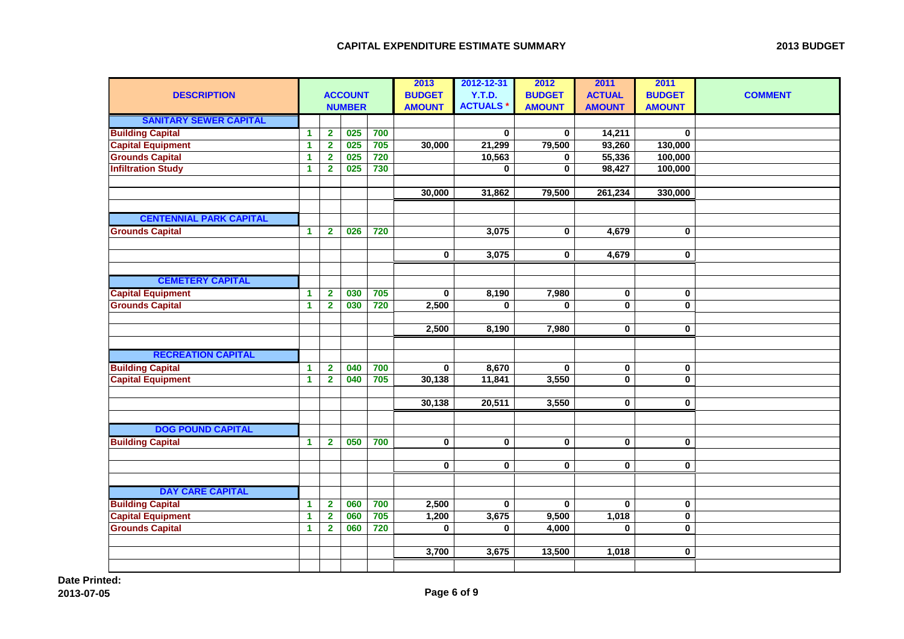## CAPITAL EXPENDITURE ESTIMATE SUMMARY

**2013 BUDGET**

| DESCRIPTION | ACCOUNT NUMBER | | | | 2013 BUDGET AMOUNT | 2012-12-31 Y.T.D. ACTUALS * | 2012 BUDGET AMOUNT | 2011 ACTUAL AMOUNT | 2011 BUDGET AMOUNT | COMMENT |
|---|---|---|---|---|---|---|---|---|---|---|
| **SANITARY SEWER CAPITAL** | | | | | | | | | | |
| Building Capital | 1 | 2 | 025 | 700 | | 0 | 0 | 14,211 | 0 | |
| Capital Equipment | 1 | 2 | 025 | 705 | 30,000 | 21,299 | 79,500 | 93,260 | 130,000 | |
| Grounds Capital | 1 | 2 | 025 | 720 | | 10,563 | 0 | 55,336 | 100,000 | |
| Infiltration Study | 1 | 2 | 025 | 730 | | 0 | 0 | 98,427 | 100,000 | |
| | | | | | 30,000 | 31,862 | 79,500 | 261,234 | 330,000 | |
| **CENTENNIAL PARK CAPITAL** | | | | | | | | | | |
| Grounds Capital | 1 | 2 | 026 | 720 | | 3,075 | 0 | 4,679 | 0 | |
| | | | | | 0 | 3,075 | 0 | 4,679 | 0 | |
| **CEMETERY CAPITAL** | | | | | | | | | | |
| Capital Equipment | 1 | 2 | 030 | 705 | 0 | 8,190 | 7,980 | 0 | 0 | |
| Grounds Capital | 1 | 2 | 030 | 720 | 2,500 | 0 | 0 | 0 | 0 | |
| | | | | | 2,500 | 8,190 | 7,980 | 0 | 0 | |
| **RECREATION CAPITAL** | | | | | | | | | | |
| Building Capital | 1 | 2 | 040 | 700 | 0 | 8,670 | 0 | 0 | 0 | |
| Capital Equipment | 1 | 2 | 040 | 705 | 30,138 | 11,841 | 3,550 | 0 | 0 | |
| | | | | | 30,138 | 20,511 | 3,550 | 0 | 0 | |
| **DOG POUND CAPITAL** | | | | | | | | | | |
| Building Capital | 1 | 2 | 050 | 700 | 0 | 0 | 0 | 0 | 0 | |
| | | | | | 0 | 0 | 0 | 0 | 0 | |
| **DAY CARE CAPITAL** | | | | | | | | | | |
| Building Capital | 1 | 2 | 060 | 700 | 2,500 | 0 | 0 | 0 | 0 | |
| Capital Equipment | 1 | 2 | 060 | 705 | 1,200 | 3,675 | 9,500 | 1,018 | 0 | |
| Grounds Capital | 1 | 2 | 060 | 720 | 0 | 0 | 4,000 | 0 | 0 | |
| | | | | | 3,700 | 3,675 | 13,500 | 1,018 | 0 | |

**Date Printed:**
**2013-07-05**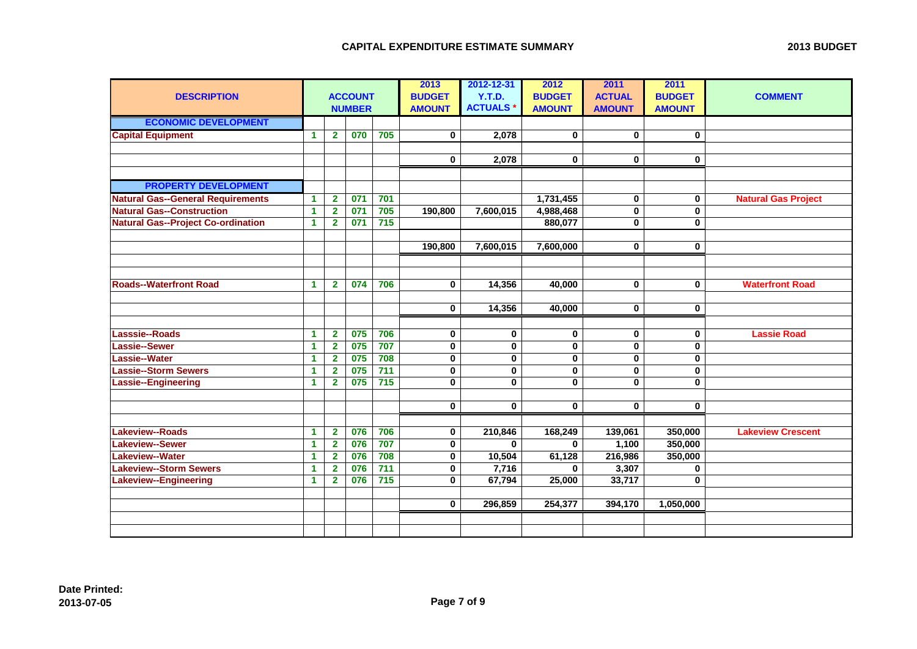## CAPITAL EXPENDITURE ESTIMATE SUMMARY

**2013 BUDGET**

| DESCRIPTION | ACCOUNT NUMBER | | | | 2013 BUDGET AMOUNT | 2012-12-31 Y.T.D. ACTUALS * | 2012 BUDGET AMOUNT | 2011 ACTUAL AMOUNT | 2011 BUDGET AMOUNT | COMMENT |
|---|---|---|---|---|---|---|---|---|---|---|
| **ECONOMIC DEVELOPMENT** | | | | | | | | | | |
| Capital Equipment | 1 | 2 | 070 | 705 | 0 | 2,078 | 0 | 0 | 0 | |
| | | | | | | | | | | |
| | | | | | 0 | 2,078 | 0 | 0 | 0 | |
| | | | | | | | | | | |
| **PROPERTY DEVELOPMENT** | | | | | | | | | | |
| Natural Gas--General Requirements | 1 | 2 | 071 | 701 | | | 1,731,455 | 0 | 0 | Natural Gas Project |
| Natural Gas--Construction | 1 | 2 | 071 | 705 | 190,800 | 7,600,015 | 4,988,468 | 0 | 0 | |
| Natural Gas--Project Co-ordination | 1 | 2 | 071 | 715 | | | 880,077 | 0 | 0 | |
| | | | | | | | | | | |
| | | | | | 190,800 | 7,600,015 | 7,600,000 | 0 | 0 | |
| | | | | | | | | | | |
| Roads--Waterfront Road | 1 | 2 | 074 | 706 | 0 | 14,356 | 40,000 | 0 | 0 | Waterfront Road |
| | | | | | | | | | | |
| | | | | | 0 | 14,356 | 40,000 | 0 | 0 | |
| | | | | | | | | | | |
| Lasssie--Roads | 1 | 2 | 075 | 706 | 0 | 0 | 0 | 0 | 0 | Lassie Road |
| Lassie--Sewer | 1 | 2 | 075 | 707 | 0 | 0 | 0 | 0 | 0 | |
| Lassie--Water | 1 | 2 | 075 | 708 | 0 | 0 | 0 | 0 | 0 | |
| Lassie--Storm Sewers | 1 | 2 | 075 | 711 | 0 | 0 | 0 | 0 | 0 | |
| Lassie--Engineering | 1 | 2 | 075 | 715 | 0 | 0 | 0 | 0 | 0 | |
| | | | | | | | | | | |
| | | | | | 0 | 0 | 0 | 0 | 0 | |
| | | | | | | | | | | |
| Lakeview--Roads | 1 | 2 | 076 | 706 | 0 | 210,846 | 168,249 | 139,061 | 350,000 | Lakeview Crescent |
| Lakeview--Sewer | 1 | 2 | 076 | 707 | 0 | 0 | 0 | 1,100 | 350,000 | |
| Lakeview--Water | 1 | 2 | 076 | 708 | 0 | 10,504 | 61,128 | 216,986 | 350,000 | |
| Lakeview--Storm Sewers | 1 | 2 | 076 | 711 | 0 | 7,716 | 0 | 3,307 | 0 | |
| Lakeview--Engineering | 1 | 2 | 076 | 715 | 0 | 67,794 | 25,000 | 33,717 | 0 | |
| | | | | | | | | | | |
| | | | | | 0 | 296,859 | 254,377 | 394,170 | 1,050,000 | |

**Date Printed:**
**2013-07-05**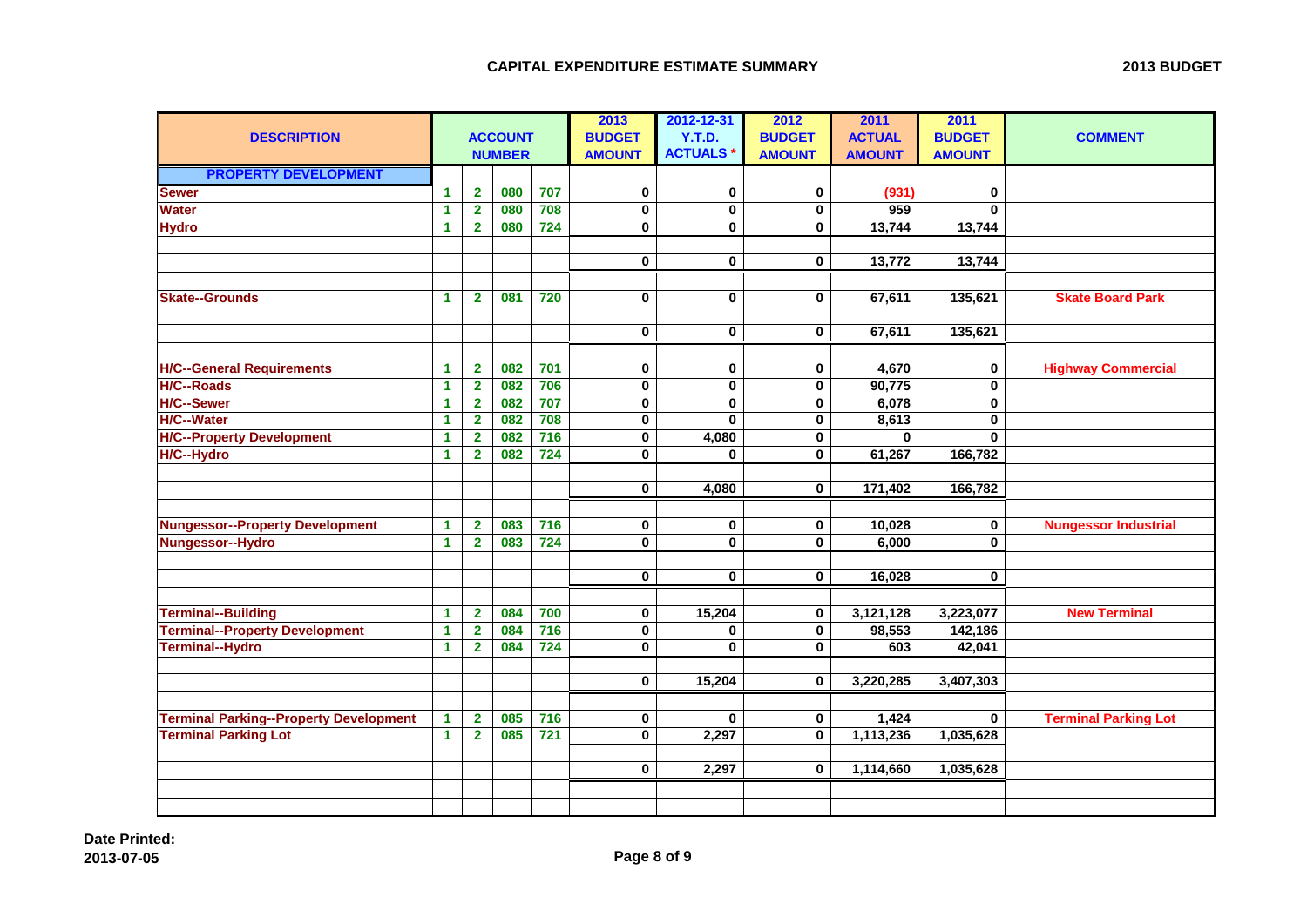## CAPITAL EXPENDITURE ESTIMATE SUMMARY

**2013 BUDGET**

| DESCRIPTION | ACCOUNT NUMBER | | | | 2013 BUDGET AMOUNT | 2012-12-31 Y.T.D. ACTUALS * | 2012 BUDGET AMOUNT | 2011 ACTUAL AMOUNT | 2011 BUDGET AMOUNT | COMMENT |
|---|---|---|---|---|---|---|---|---|---|---|
| **PROPERTY DEVELOPMENT** | | | | | | | | | | |
| Sewer | 1 | 2 | 080 | 707 | 0 | 0 | 0 | (931) | 0 | |
| Water | 1 | 2 | 080 | 708 | 0 | 0 | 0 | 959 | 0 | |
| Hydro | 1 | 2 | 080 | 724 | 0 | 0 | 0 | 13,744 | 13,744 | |
| | | | | | | | | | | |
| | | | | | 0 | 0 | 0 | 13,772 | 13,744 | |
| | | | | | | | | | | |
| Skate--Grounds | 1 | 2 | 081 | 720 | 0 | 0 | 0 | 67,611 | 135,621 | Skate Board Park |
| | | | | | | | | | | |
| | | | | | 0 | 0 | 0 | 67,611 | 135,621 | |
| | | | | | | | | | | |
| H/C--General Requirements | 1 | 2 | 082 | 701 | 0 | 0 | 0 | 4,670 | 0 | Highway Commercial |
| H/C--Roads | 1 | 2 | 082 | 706 | 0 | 0 | 0 | 90,775 | 0 | |
| H/C--Sewer | 1 | 2 | 082 | 707 | 0 | 0 | 0 | 6,078 | 0 | |
| H/C--Water | 1 | 2 | 082 | 708 | 0 | 0 | 0 | 8,613 | 0 | |
| H/C--Property Development | 1 | 2 | 082 | 716 | 0 | 4,080 | 0 | 0 | 0 | |
| H/C--Hydro | 1 | 2 | 082 | 724 | 0 | 0 | 0 | 61,267 | 166,782 | |
| | | | | | | | | | | |
| | | | | | 0 | 4,080 | 0 | 171,402 | 166,782 | |
| | | | | | | | | | | |
| Nungessor--Property Development | 1 | 2 | 083 | 716 | 0 | 0 | 0 | 10,028 | 0 | Nungessor Industrial |
| Nungessor--Hydro | 1 | 2 | 083 | 724 | 0 | 0 | 0 | 6,000 | 0 | |
| | | | | | | | | | | |
| | | | | | 0 | 0 | 0 | 16,028 | 0 | |
| | | | | | | | | | | |
| Terminal--Building | 1 | 2 | 084 | 700 | 0 | 15,204 | 0 | 3,121,128 | 3,223,077 | New Terminal |
| Terminal--Property Development | 1 | 2 | 084 | 716 | 0 | 0 | 0 | 98,553 | 142,186 | |
| Terminal--Hydro | 1 | 2 | 084 | 724 | 0 | 0 | 0 | 603 | 42,041 | |
| | | | | | | | | | | |
| | | | | | 0 | 15,204 | 0 | 3,220,285 | 3,407,303 | |
| | | | | | | | | | | |
| Terminal Parking--Property Development | 1 | 2 | 085 | 716 | 0 | 0 | 0 | 1,424 | 0 | Terminal Parking Lot |
| Terminal Parking Lot | 1 | 2 | 085 | 721 | 0 | 2,297 | 0 | 1,113,236 | 1,035,628 | |
| | | | | | | | | | | |
| | | | | | 0 | 2,297 | 0 | 1,114,660 | 1,035,628 | |

**Date Printed:**
**2013-07-05**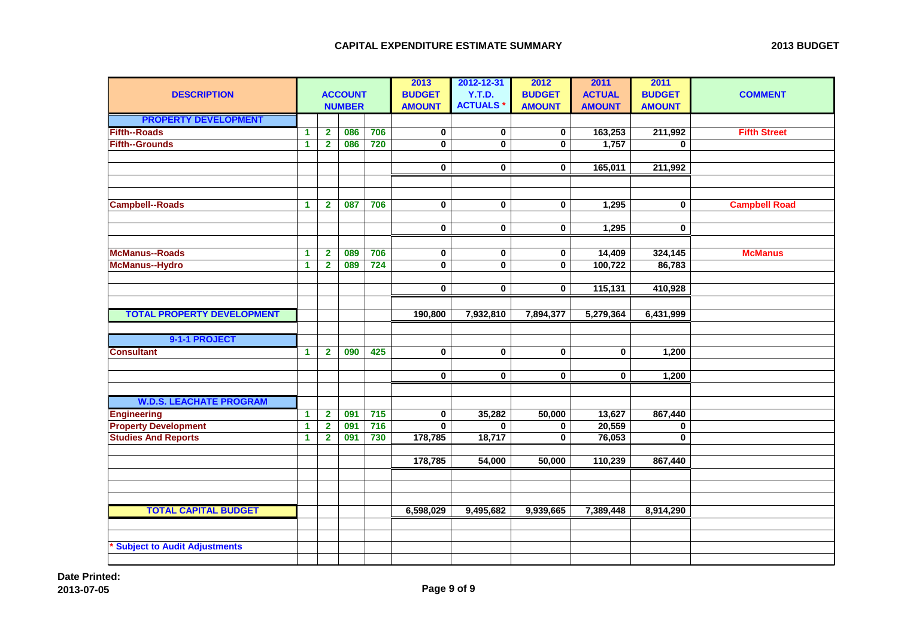## CAPITAL EXPENDITURE ESTIMATE SUMMARY

**2013 BUDGET**

| DESCRIPTION | ACCOUNT NUMBER | | | | 2013 BUDGET AMOUNT | 2012-12-31 Y.T.D. ACTUALS * | 2012 BUDGET AMOUNT | 2011 ACTUAL AMOUNT | 2011 BUDGET AMOUNT | COMMENT |
|---|---|---|---|---|---|---|---|---|---|---|
| **PROPERTY DEVELOPMENT** | | | | | | | | | | |
| Fifth--Roads | 1 | 2 | 086 | 706 | 0 | 0 | 0 | 163,253 | 211,992 | Fifth Street |
| Fifth--Grounds | 1 | 2 | 086 | 720 | 0 | 0 | 0 | 1,757 | 0 | |
| | | | | | 0 | 0 | 0 | 165,011 | 211,992 | |
| Campbell--Roads | 1 | 2 | 087 | 706 | 0 | 0 | 0 | 1,295 | 0 | Campbell Road |
| | | | | | 0 | 0 | 0 | 1,295 | 0 | |
| McManus--Roads | 1 | 2 | 089 | 706 | 0 | 0 | 0 | 14,409 | 324,145 | McManus |
| McManus--Hydro | 1 | 2 | 089 | 724 | 0 | 0 | 0 | 100,722 | 86,783 | |
| | | | | | 0 | 0 | 0 | 115,131 | 410,928 | |
| **TOTAL PROPERTY DEVELOPMENT** | | | | | 190,800 | 7,932,810 | 7,894,377 | 5,279,364 | 6,431,999 | |
| **9-1-1 PROJECT** | | | | | | | | | | |
| Consultant | 1 | 2 | 090 | 425 | 0 | 0 | 0 | 0 | 1,200 | |
| | | | | | 0 | 0 | 0 | 0 | 1,200 | |
| **W.D.S. LEACHATE PROGRAM** | | | | | | | | | | |
| Engineering | 1 | 2 | 091 | 715 | 0 | 35,282 | 50,000 | 13,627 | 867,440 | |
| Property Development | 1 | 2 | 091 | 716 | 0 | 0 | 0 | 20,559 | 0 | |
| Studies And Reports | 1 | 2 | 091 | 730 | 178,785 | 18,717 | 0 | 76,053 | 0 | |
| | | | | | 178,785 | 54,000 | 50,000 | 110,239 | 867,440 | |
| **TOTAL CAPITAL BUDGET** | | | | | 6,598,029 | 9,495,682 | 9,939,665 | 7,389,448 | 8,914,290 | |

\* Subject to Audit Adjustments

**Date Printed:**
**2013-07-05**